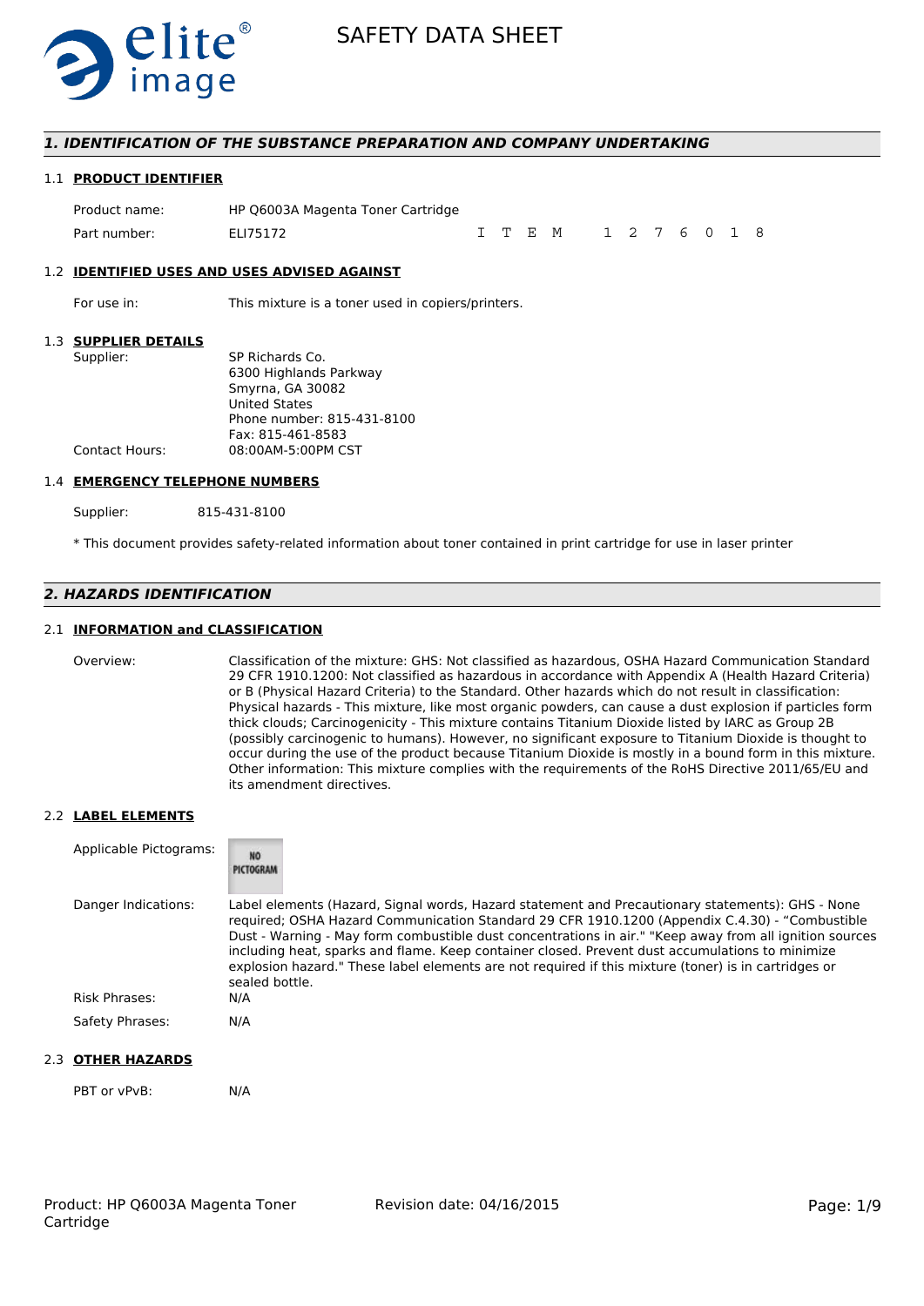# SAFETY DATA SHEET

## 1. IDENTIFICATION OF THE SUBSTANCE PREPARATION AND COMPANY UNDERTAKING

### 1.1 PRODUCT IDENTIFIER

Product name: HP Q6003A Magenta Toner Cartridge

Part number: ELI75172 ITEM 1276018

### 1.2 IDENTIFIED USES AND USES ADVISED AGAINST

For use in: This mixture is a toner used in copiers/printers.

### 1.3 SUPPLIER DETAILS

Supplier: SP Richards Co.
6300 Highlands Parkway
Smyrna, GA 30082
United States
Phone number: 815-431-8100
Fax: 815-461-8583

Contact Hours: 08:00AM-5:00PM CST

### 1.4 EMERGENCY TELEPHONE NUMBERS

Supplier: 815-431-8100

* This document provides safety-related information about toner contained in print cartridge for use in laser printer

## 2. HAZARDS IDENTIFICATION

### 2.1 INFORMATION and CLASSIFICATION

Overview: Classification of the mixture: GHS: Not classified as hazardous, OSHA Hazard Communication Standard 29 CFR 1910.1200: Not classified as hazardous in accordance with Appendix A (Health Hazard Criteria) or B (Physical Hazard Criteria) to the Standard. Other hazards which do not result in classification: Physical hazards - This mixture, like most organic powders, can cause a dust explosion if particles form thick clouds; Carcinogenicity - This mixture contains Titanium Dioxide listed by IARC as Group 2B (possibly carcinogenic to humans). However, no significant exposure to Titanium Dioxide is thought to occur during the use of the product because Titanium Dioxide is mostly in a bound form in this mixture. Other information: This mixture complies with the requirements of the RoHS Directive 2011/65/EU and its amendment directives.

### 2.2 LABEL ELEMENTS

Applicable Pictograms: NO PICTOGRAM

Danger Indications: Label elements (Hazard, Signal words, Hazard statement and Precautionary statements): GHS - None required; OSHA Hazard Communication Standard 29 CFR 1910.1200 (Appendix C.4.30) - “Combustible Dust - Warning - May form combustible dust concentrations in air." "Keep away from all ignition sources including heat, sparks and flame. Keep container closed. Prevent dust accumulations to minimize explosion hazard." These label elements are not required if this mixture (toner) is in cartridges or sealed bottle.

Risk Phrases: N/A

Safety Phrases: N/A

### 2.3 OTHER HAZARDS

PBT or vPvB: N/A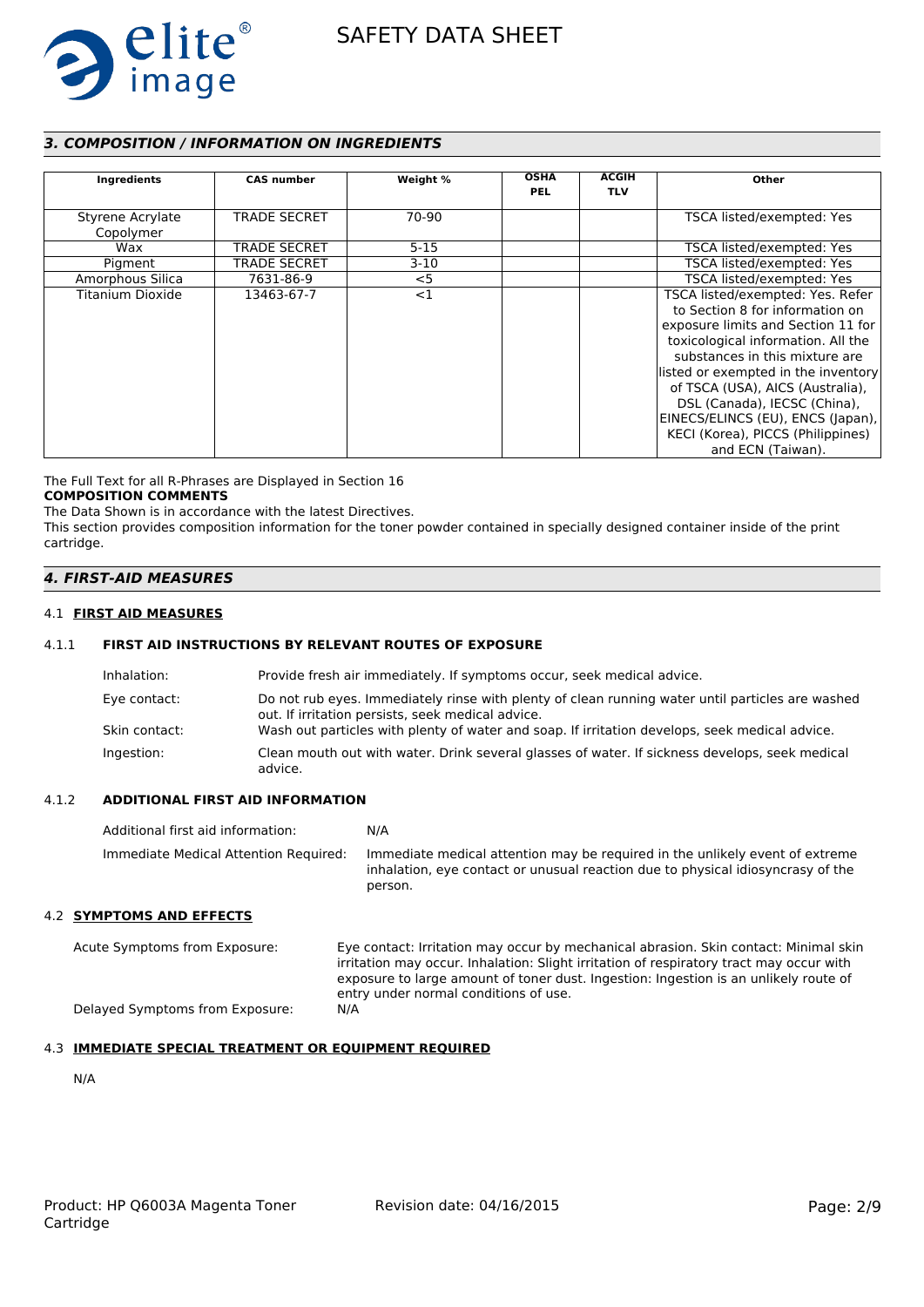## *3. COMPOSITION / INFORMATION ON INGREDIENTS*

| Ingredients | CAS number | Weight % | OSHA PEL | ACGIH TLV | Other |
|---|---|---|---|---|---|
| Styrene Acrylate Copolymer | TRADE SECRET | 70-90 | | | TSCA listed/exempted: Yes |
| Wax | TRADE SECRET | 5-15 | | | TSCA listed/exempted: Yes |
| Pigment | TRADE SECRET | 3-10 | | | TSCA listed/exempted: Yes |
| Amorphous Silica | 7631-86-9 | <5 | | | TSCA listed/exempted: Yes |
| Titanium Dioxide | 13463-67-7 | <1 | | | TSCA listed/exempted: Yes. Refer to Section 8 for information on exposure limits and Section 11 for toxicological information. All the substances in this mixture are listed or exempted in the inventory of TSCA (USA), AICS (Australia), DSL (Canada), IECSC (China), EINECS/ELINCS (EU), ENCS (Japan), KECI (Korea), PICCS (Philippines) and ECN (Taiwan). |

The Full Text for all R-Phrases are Displayed in Section 16

**COMPOSITION COMMENTS**

The Data Shown is in accordance with the latest Directives.

This section provides composition information for the toner powder contained in specially designed container inside of the print cartridge.

## *4. FIRST-AID MEASURES*

### 4.1 FIRST AID MEASURES

#### 4.1.1 FIRST AID INSTRUCTIONS BY RELEVANT ROUTES OF EXPOSURE

Inhalation: Provide fresh air immediately. If symptoms occur, seek medical advice.

Eye contact: Do not rub eyes. Immediately rinse with plenty of clean running water until particles are washed out. If irritation persists, seek medical advice.

Skin contact: Wash out particles with plenty of water and soap. If irritation develops, seek medical advice.

Ingestion: Clean mouth out with water. Drink several glasses of water. If sickness develops, seek medical advice.

#### 4.1.2 ADDITIONAL FIRST AID INFORMATION

Additional first aid information: N/A

Immediate Medical Attention Required: Immediate medical attention may be required in the unlikely event of extreme inhalation, eye contact or unusual reaction due to physical idiosyncrasy of the person.

### 4.2 SYMPTOMS AND EFFECTS

Acute Symptoms from Exposure: Eye contact: Irritation may occur by mechanical abrasion. Skin contact: Minimal skin irritation may occur. Inhalation: Slight irritation of respiratory tract may occur with exposure to large amount of toner dust. Ingestion: Ingestion is an unlikely route of entry under normal conditions of use.

Delayed Symptoms from Exposure: N/A

### 4.3 IMMEDIATE SPECIAL TREATMENT OR EQUIPMENT REQUIRED

N/A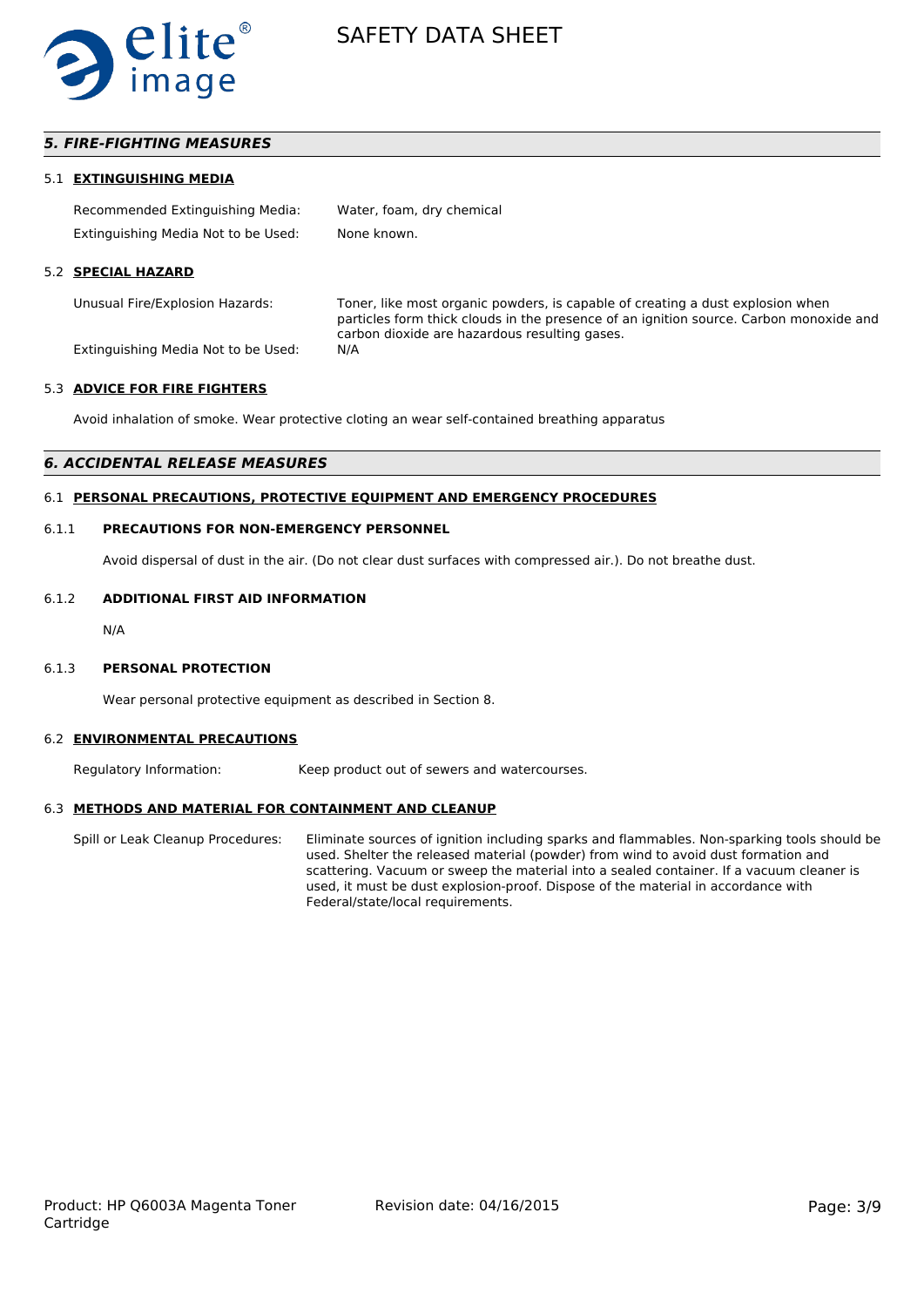## *5. FIRE-FIGHTING MEASURES*

### 5.1 EXTINGUISHING MEDIA

Recommended Extinguishing Media: Water, foam, dry chemical

Extinguishing Media Not to be Used: None known.

### 5.2 SPECIAL HAZARD

Unusual Fire/Explosion Hazards: Toner, like most organic powders, is capable of creating a dust explosion when particles form thick clouds in the presence of an ignition source. Carbon monoxide and carbon dioxide are hazardous resulting gases.

Extinguishing Media Not to be Used: N/A

### 5.3 ADVICE FOR FIRE FIGHTERS

Avoid inhalation of smoke. Wear protective cloting an wear self-contained breathing apparatus

## *6. ACCIDENTAL RELEASE MEASURES*

### 6.1 PERSONAL PRECAUTIONS, PROTECTIVE EQUIPMENT AND EMERGENCY PROCEDURES

#### 6.1.1 PRECAUTIONS FOR NON-EMERGENCY PERSONNEL

Avoid dispersal of dust in the air. (Do not clear dust surfaces with compressed air.). Do not breathe dust.

#### 6.1.2 ADDITIONAL FIRST AID INFORMATION

N/A

#### 6.1.3 PERSONAL PROTECTION

Wear personal protective equipment as described in Section 8.

### 6.2 ENVIRONMENTAL PRECAUTIONS

Regulatory Information: Keep product out of sewers and watercourses.

### 6.3 METHODS AND MATERIAL FOR CONTAINMENT AND CLEANUP

Spill or Leak Cleanup Procedures: Eliminate sources of ignition including sparks and flammables. Non-sparking tools should be used. Shelter the released material (powder) from wind to avoid dust formation and scattering. Vacuum or sweep the material into a sealed container. If a vacuum cleaner is used, it must be dust explosion-proof. Dispose of the material in accordance with Federal/state/local requirements.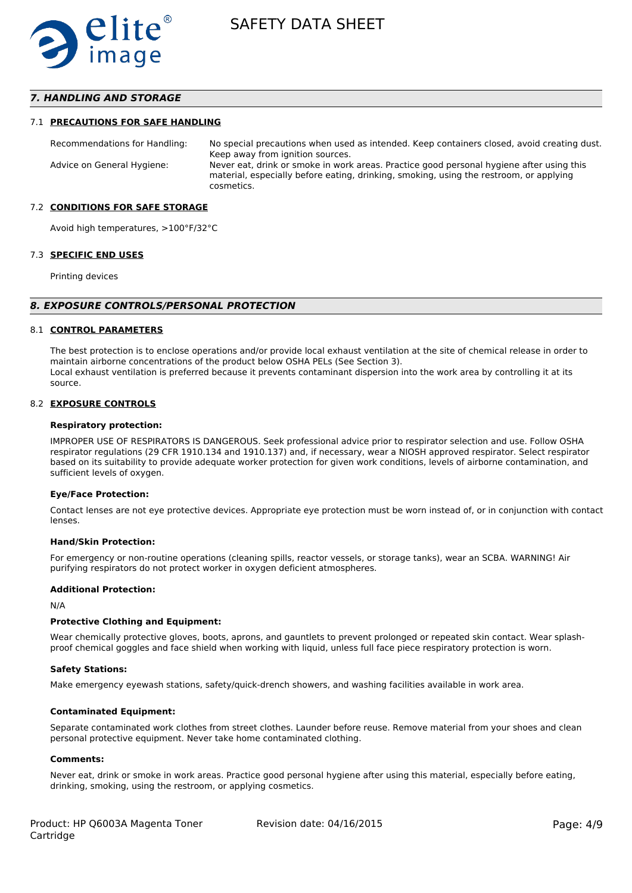## *7. HANDLING AND STORAGE*

### 7.1 PRECAUTIONS FOR SAFE HANDLING

| | |
|---|---|
| Recommendations for Handling: | No special precautions when used as intended. Keep containers closed, avoid creating dust. Keep away from ignition sources. |
| Advice on General Hygiene: | Never eat, drink or smoke in work areas. Practice good personal hygiene after using this material, especially before eating, drinking, smoking, using the restroom, or applying cosmetics. |

### 7.2 CONDITIONS FOR SAFE STORAGE

Avoid high temperatures, >100°F/32°C

### 7.3 SPECIFIC END USES

Printing devices

## *8. EXPOSURE CONTROLS/PERSONAL PROTECTION*

### 8.1 CONTROL PARAMETERS

The best protection is to enclose operations and/or provide local exhaust ventilation at the site of chemical release in order to maintain airborne concentrations of the product below OSHA PELs (See Section 3).
Local exhaust ventilation is preferred because it prevents contaminant dispersion into the work area by controlling it at its source.

### 8.2 EXPOSURE CONTROLS

**Respiratory protection:**

IMPROPER USE OF RESPIRATORS IS DANGEROUS. Seek professional advice prior to respirator selection and use. Follow OSHA respirator regulations (29 CFR 1910.134 and 1910.137) and, if necessary, wear a NIOSH approved respirator. Select respirator based on its suitability to provide adequate worker protection for given work conditions, levels of airborne contamination, and sufficient levels of oxygen.

**Eye/Face Protection:**

Contact lenses are not eye protective devices. Appropriate eye protection must be worn instead of, or in conjunction with contact lenses.

**Hand/Skin Protection:**

For emergency or non-routine operations (cleaning spills, reactor vessels, or storage tanks), wear an SCBA. WARNING! Air purifying respirators do not protect worker in oxygen deficient atmospheres.

**Additional Protection:**

N/A

**Protective Clothing and Equipment:**

Wear chemically protective gloves, boots, aprons, and gauntlets to prevent prolonged or repeated skin contact. Wear splash-proof chemical goggles and face shield when working with liquid, unless full face piece respiratory protection is worn.

**Safety Stations:**

Make emergency eyewash stations, safety/quick-drench showers, and washing facilities available in work area.

**Contaminated Equipment:**

Separate contaminated work clothes from street clothes. Launder before reuse. Remove material from your shoes and clean personal protective equipment. Never take home contaminated clothing.

**Comments:**

Never eat, drink or smoke in work areas. Practice good personal hygiene after using this material, especially before eating, drinking, smoking, using the restroom, or applying cosmetics.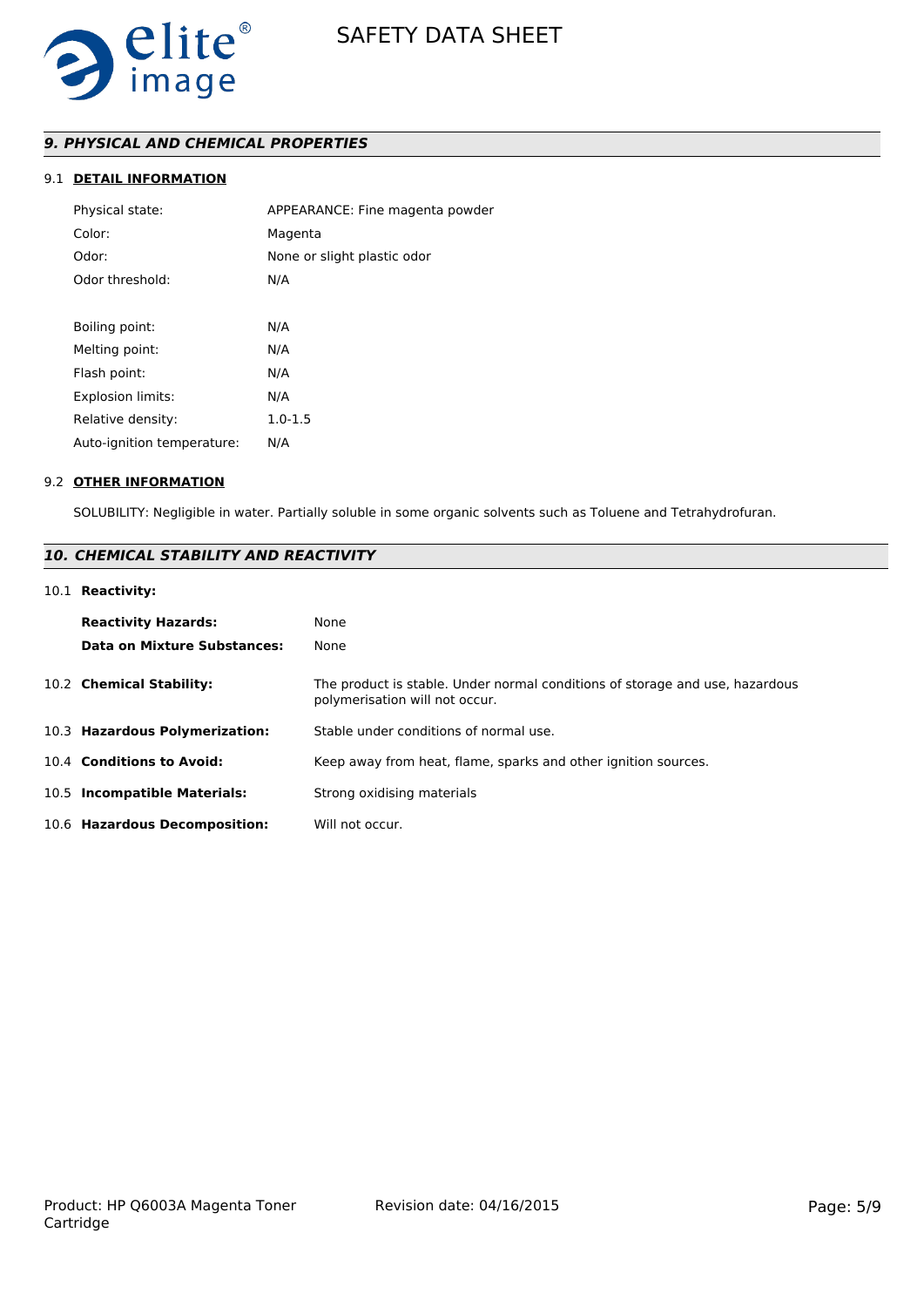## *9. PHYSICAL AND CHEMICAL PROPERTIES*

9.1 **DETAIL INFORMATION**

| | |
|---|---|
| Physical state: | APPEARANCE: Fine magenta powder |
| Color: | Magenta |
| Odor: | None or slight plastic odor |
| Odor threshold: | N/A |
| | |
| Boiling point: | N/A |
| Melting point: | N/A |
| Flash point: | N/A |
| Explosion limits: | N/A |
| Relative density: | 1.0-1.5 |
| Auto-ignition temperature: | N/A |

9.2 **OTHER INFORMATION**

SOLUBILITY: Negligible in water. Partially soluble in some organic solvents such as Toluene and Tetrahydrofuran.

## *10. CHEMICAL STABILITY AND REACTIVITY*

10.1 **Reactivity:**

| | |
|---|---|
| **Reactivity Hazards:** | None |
| **Data on Mixture Substances:** | None |

| | |
|---|---|
| 10.2 **Chemical Stability:** | The product is stable. Under normal conditions of storage and use, hazardous polymerisation will not occur. |
| 10.3 **Hazardous Polymerization:** | Stable under conditions of normal use. |
| 10.4 **Conditions to Avoid:** | Keep away from heat, flame, sparks and other ignition sources. |
| 10.5 **Incompatible Materials:** | Strong oxidising materials |
| 10.6 **Hazardous Decomposition:** | Will not occur. |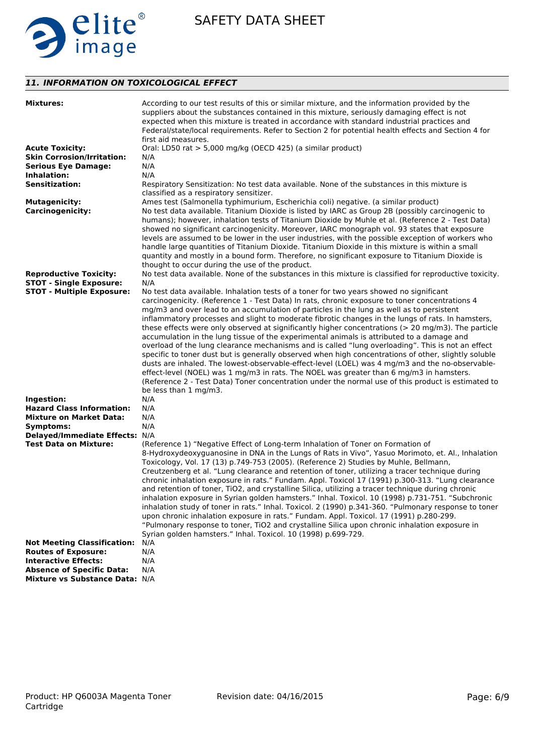## *11. INFORMATION ON TOXICOLOGICAL EFFECT*

| | |
|---|---|
| **Mixtures:** | According to our test results of this or similar mixture, and the information provided by the suppliers about the substances contained in this mixture, seriously damaging effect is not expected when this mixture is treated in accordance with standard industrial practices and Federal/state/local requirements. Refer to Section 2 for potential health effects and Section 4 for first aid measures. |
| **Acute Toxicity:** | Oral: LD50 rat > 5,000 mg/kg (OECD 425) (a similar product) |
| **Skin Corrosion/Irritation:** | N/A |
| **Serious Eye Damage:** | N/A |
| **Inhalation:** | N/A |
| **Sensitization:** | Respiratory Sensitization: No test data available. None of the substances in this mixture is classified as a respiratory sensitizer. |
| **Mutagenicity:** | Ames test (Salmonella typhimurium, Escherichia coli) negative. (a similar product) |
| **Carcinogenicity:** | No test data available. Titanium Dioxide is listed by IARC as Group 2B (possibly carcinogenic to humans); however, inhalation tests of Titanium Dioxide by Muhle et al. (Reference 2 - Test Data) showed no significant carcinogenicity. Moreover, IARC monograph vol. 93 states that exposure levels are assumed to be lower in the user industries, with the possible exception of workers who handle large quantities of Titanium Dioxide. Titanium Dioxide in this mixture is within a small quantity and mostly in a bound form. Therefore, no significant exposure to Titanium Dioxide is thought to occur during the use of the product. |
| **Reproductive Toxicity:** | No test data available. None of the substances in this mixture is classified for reproductive toxicity. |
| **STOT - Single Exposure:** | N/A |
| **STOT - Multiple Exposure:** | No test data available. Inhalation tests of a toner for two years showed no significant carcinogenicity. (Reference 1 - Test Data) In rats, chronic exposure to toner concentrations 4 mg/m3 and over lead to an accumulation of particles in the lung as well as to persistent inflammatory processes and slight to moderate fibrotic changes in the lungs of rats. In hamsters, these effects were only observed at significantly higher concentrations (> 20 mg/m3). The particle accumulation in the lung tissue of the experimental animals is attributed to a damage and overload of the lung clearance mechanisms and is called "lung overloading". This is not an effect specific to toner dust but is generally observed when high concentrations of other, slightly soluble dusts are inhaled. The lowest-observable-effect-level (LOEL) was 4 mg/m3 and the no-observable-effect-level (NOEL) was 1 mg/m3 in rats. The NOEL was greater than 6 mg/m3 in hamsters. (Reference 2 - Test Data) Toner concentration under the normal use of this product is estimated to be less than 1 mg/m3. |
| **Ingestion:** | N/A |
| **Hazard Class Information:** | N/A |
| **Mixture on Market Data:** | N/A |
| **Symptoms:** | N/A |
| **Delayed/Immediate Effects:** | N/A |
| **Test Data on Mixture:** | (Reference 1) "Negative Effect of Long-term Inhalation of Toner on Formation of 8-Hydroxydeoxyguanosine in DNA in the Lungs of Rats in Vivo", Yasuo Morimoto, et. Al., Inhalation Toxicology, Vol. 17 (13) p.749-753 (2005). (Reference 2) Studies by Muhle, Bellmann, Creutzenberg et al. "Lung clearance and retention of toner, utilizing a tracer technique during chronic inhalation exposure in rats." Fundam. Appl. Toxicol 17 (1991) p.300-313. "Lung clearance and retention of toner, TiO2, and crystalline Silica, utilizing a tracer technique during chronic inhalation exposure in Syrian golden hamsters." Inhal. Toxicol. 10 (1998) p.731-751. "Subchronic inhalation study of toner in rats." Inhal. Toxicol. 2 (1990) p.341-360. "Pulmonary response to toner upon chronic inhalation exposure in rats." Fundam. Appl. Toxicol. 17 (1991) p.280-299. "Pulmonary response to toner, TiO2 and crystalline Silica upon chronic inhalation exposure in Syrian golden hamsters." Inhal. Toxicol. 10 (1998) p.699-729. |
| **Not Meeting Classification:** | N/A |
| **Routes of Exposure:** | N/A |
| **Interactive Effects:** | N/A |
| **Absence of Specific Data:** | N/A |
| **Mixture vs Substance Data:** | N/A |

Product: HP Q6003A Magenta Toner Cartridge

Revision date: 04/16/2015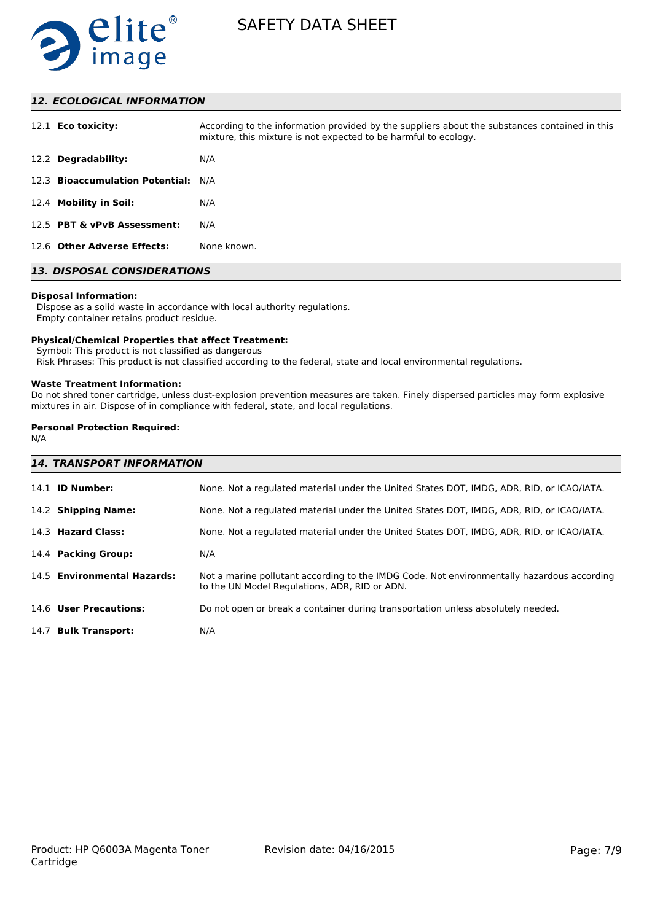## 12. ECOLOGICAL INFORMATION

| | |
|---|---|
| 12.1 **Eco toxicity:** | According to the information provided by the suppliers about the substances contained in this mixture, this mixture is not expected to be harmful to ecology. |
| 12.2 **Degradability:** | N/A |
| 12.3 **Bioaccumulation Potential:** | N/A |
| 12.4 **Mobility in Soil:** | N/A |
| 12.5 **PBT & vPvB Assessment:** | N/A |
| 12.6 **Other Adverse Effects:** | None known. |

## 13. DISPOSAL CONSIDERATIONS

**Disposal Information:**

Dispose as a solid waste in accordance with local authority regulations.
Empty container retains product residue.

**Physical/Chemical Properties that affect Treatment:**

Symbol: This product is not classified as dangerous
Risk Phrases: This product is not classified according to the federal, state and local environmental regulations.

**Waste Treatment Information:**

Do not shred toner cartridge, unless dust-explosion prevention measures are taken. Finely dispersed particles may form explosive mixtures in air. Dispose of in compliance with federal, state, and local regulations.

**Personal Protection Required:**

N/A

## 14. TRANSPORT INFORMATION

| | |
|---|---|
| 14.1 **ID Number:** | None. Not a regulated material under the United States DOT, IMDG, ADR, RID, or ICAO/IATA. |
| 14.2 **Shipping Name:** | None. Not a regulated material under the United States DOT, IMDG, ADR, RID, or ICAO/IATA. |
| 14.3 **Hazard Class:** | None. Not a regulated material under the United States DOT, IMDG, ADR, RID, or ICAO/IATA. |
| 14.4 **Packing Group:** | N/A |
| 14.5 **Environmental Hazards:** | Not a marine pollutant according to the IMDG Code. Not environmentally hazardous according to the UN Model Regulations, ADR, RID or ADN. |
| 14.6 **User Precautions:** | Do not open or break a container during transportation unless absolutely needed. |
| 14.7 **Bulk Transport:** | N/A |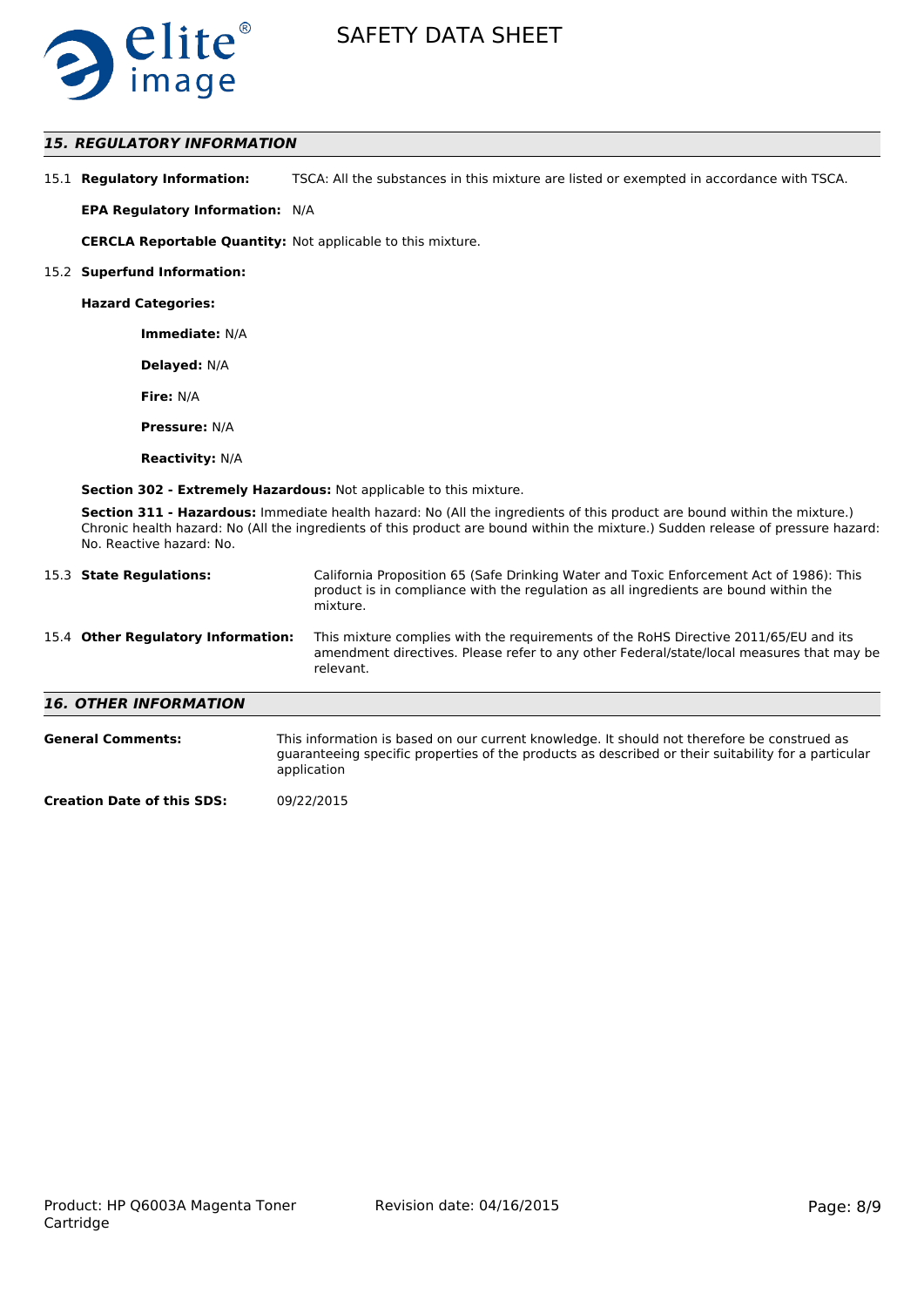## 15. REGULATORY INFORMATION

15.1 **Regulatory Information:** TSCA: All the substances in this mixture are listed or exempted in accordance with TSCA.

**EPA Regulatory Information:** N/A

**CERCLA Reportable Quantity:** Not applicable to this mixture.

15.2 **Superfund Information:**

**Hazard Categories:**

**Immediate:** N/A

**Delayed:** N/A

**Fire:** N/A

**Pressure:** N/A

**Reactivity:** N/A

**Section 302 - Extremely Hazardous:** Not applicable to this mixture.

**Section 311 - Hazardous:** Immediate health hazard: No (All the ingredients of this product are bound within the mixture.) Chronic health hazard: No (All the ingredients of this product are bound within the mixture.) Sudden release of pressure hazard: No. Reactive hazard: No.

15.3 **State Regulations:** California Proposition 65 (Safe Drinking Water and Toxic Enforcement Act of 1986): This product is in compliance with the regulation as all ingredients are bound within the mixture.

15.4 **Other Regulatory Information:** This mixture complies with the requirements of the RoHS Directive 2011/65/EU and its amendment directives. Please refer to any other Federal/state/local measures that may be relevant.

## 16. OTHER INFORMATION

**General Comments:** This information is based on our current knowledge. It should not therefore be construed as guaranteeing specific properties of the products as described or their suitability for a particular application

**Creation Date of this SDS:** 09/22/2015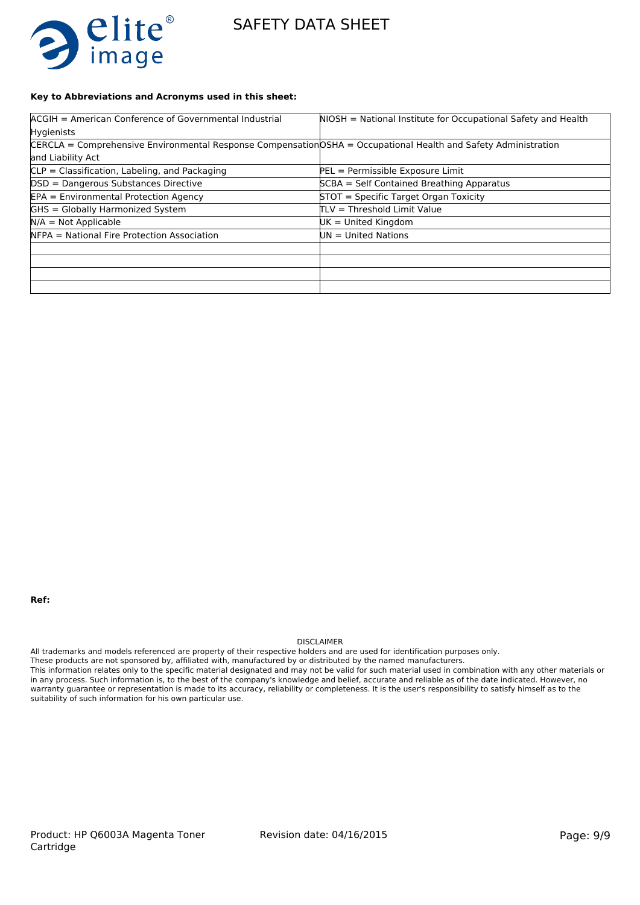**Key to Abbreviations and Acronyms used in this sheet:**

| | |
|---|---|
| ACGIH = American Conference of Governmental Industrial Hygienists | NIOSH = National Institute for Occupational Safety and Health |
| CERCLA = Comprehensive Environmental Response Compensation and Liability Act | OSHA = Occupational Health and Safety Administration |
| CLP = Classification, Labeling, and Packaging | PEL = Permissible Exposure Limit |
| DSD = Dangerous Substances Directive | SCBA = Self Contained Breathing Apparatus |
| EPA = Environmental Protection Agency | STOT = Specific Target Organ Toxicity |
| GHS = Globally Harmonized System | TLV = Threshold Limit Value |
| N/A = Not Applicable | UK = United Kingdom |
| NFPA = National Fire Protection Association | UN = United Nations |
| | |
| | |
| | |
| | |

**Ref:**

DISCLAIMER

All trademarks and models referenced are property of their respective holders and are used for identification purposes only.
These products are not sponsored by, affiliated with, manufactured by or distributed by the named manufacturers.
This information relates only to the specific material designated and may not be valid for such material used in combination with any other materials or in any process. Such information is, to the best of the company's knowledge and belief, accurate and reliable as of the date indicated. However, no warranty guarantee or representation is made to its accuracy, reliability or completeness. It is the user's responsibility to satisfy himself as to the suitability of such information for his own particular use.